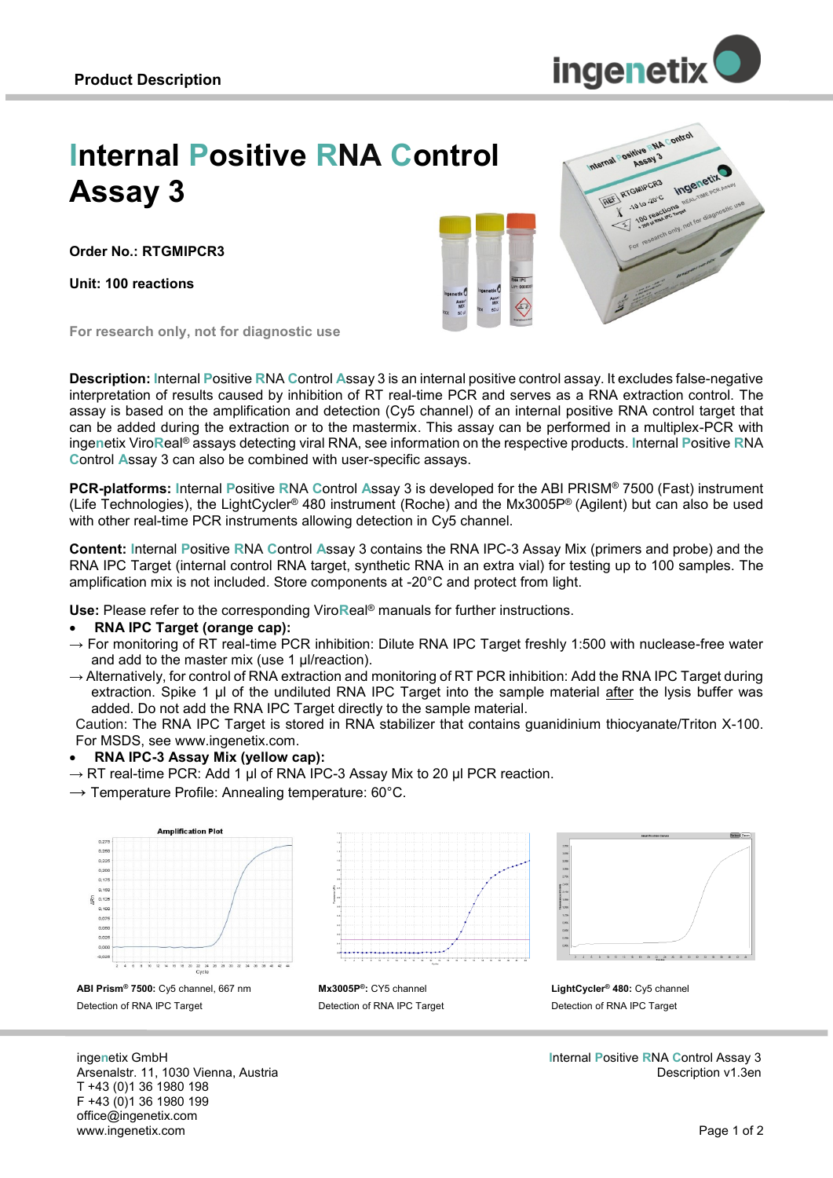**Product Description**

# Internal Positive RNA Control Assay 3

**Order No.: RTGMIPCR3**

**Unit: 100 reactions**

For research only, not for diagnostic use

**Description:** Internal Positive RNA Control Assay 3 is an internal positive control assay. It excludes false-negative interpretation of results caused by inhibition of RT real-time PCR and serves as a RNA extraction control. The assay is based on the amplification and detection (Cy5 channel) of an internal positive RNA control target that can be added during the extraction or to the mastermix. This assay can be performed in a multiplex-PCR with ingenetix ViroReal® assays detecting viral RNA, see information on the respective products. Internal Positive RNA Control Assay 3 can also be combined with user-specific assays.

**PCR-platforms:** Internal Positive RNA Control Assay 3 is developed for the ABI PRISM® 7500 (Fast) instrument (Life Technologies), the LightCycler® 480 instrument (Roche) and the Mx3005P® (Agilent) but can also be used with other real-time PCR instruments allowing detection in Cy5 channel.

**Content:** Internal Positive RNA Control Assay 3 contains the RNA IPC-3 Assay Mix (primers and probe) and the RNA IPC Target (internal control RNA target, synthetic RNA in an extra vial) for testing up to 100 samples. The amplification mix is not included. Store components at -20°C and protect from light.

**Use:** Please refer to the corresponding ViroReal® manuals for further instructions.

- **RNA IPC Target (orange cap):**

→ For monitoring of RT real-time PCR inhibition: Dilute RNA IPC Target freshly 1:500 with nuclease-free water and add to the master mix (use 1 µl/reaction).

→ Alternatively, for control of RNA extraction and monitoring of RT PCR inhibition: Add the RNA IPC Target during extraction. Spike 1 µl of the undiluted RNA IPC Target into the sample material after the lysis buffer was added. Do not add the RNA IPC Target directly to the sample material.

Caution: The RNA IPC Target is stored in RNA stabilizer that contains guanidinium thiocyanate/Triton X-100. For MSDS, see www.ingenetix.com.

- **RNA IPC-3 Assay Mix (yellow cap):**

→ RT real-time PCR: Add 1 µl of RNA IPC-3 Assay Mix to 20 µl PCR reaction.

→ Temperature Profile: Annealing temperature: 60°C.

**ABI Prism® 7500:** Cy5 channel, 667 nm
Detection of RNA IPC Target

**Mx3005P®:** CY5 channel
Detection of RNA IPC Target

**LightCycler® 480:** Cy5 channel
Detection of RNA IPC Target

ingenetix GmbH
Arsenalstr. 11, 1030 Vienna, Austria
T +43 (0)1 36 1980 198
F +43 (0)1 36 1980 199
office@ingenetix.com
www.ingenetix.com

Internal Positive RNA Control Assay 3
Description v1.3en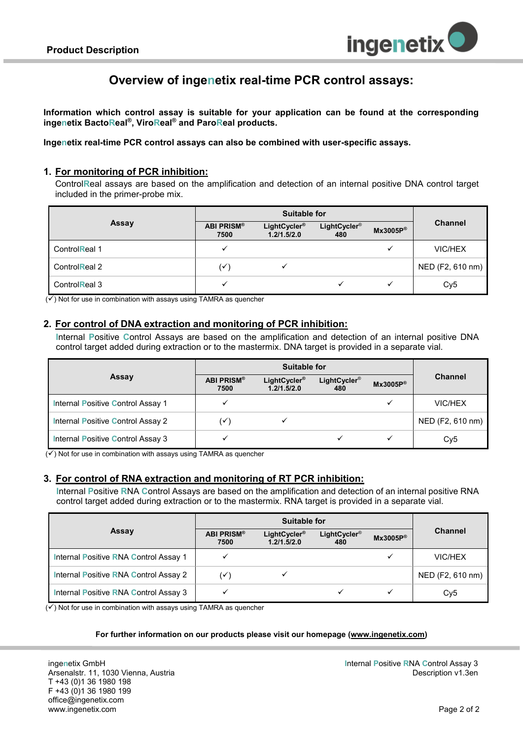# Overview of ingenetix real-time PCR control assays:

**Information which control assay is suitable for your application can be found at the corresponding ingenetix BactoReal®, ViroReal® and ParoReal products.**

**Ingenetix real-time PCR control assays can also be combined with user-specific assays.**

## 1. For monitoring of PCR inhibition:

ControlReal assays are based on the amplification and detection of an internal positive DNA control target included in the primer-probe mix.

| Assay | Suitable for | | | | Channel |
|---|---|---|---|---|---|
| | ABI PRISM® 7500 | LightCycler® 1.2/1.5/2.0 | LightCycler® 480 | Mx3005P® | |
| ControlReal 1 | ✓ | | | ✓ | VIC/HEX |
| ControlReal 2 | (✓) | ✓ | | | NED (F2, 610 nm) |
| ControlReal 3 | ✓ | | ✓ | ✓ | Cy5 |

(✓) Not for use in combination with assays using TAMRA as quencher

## 2. For control of DNA extraction and monitoring of PCR inhibition:

Internal Positive Control Assays are based on the amplification and detection of an internal positive DNA control target added during extraction or to the mastermix. DNA target is provided in a separate vial.

| Assay | Suitable for | | | | Channel |
|---|---|---|---|---|---|
| | ABI PRISM® 7500 | LightCycler® 1.2/1.5/2.0 | LightCycler® 480 | Mx3005P® | |
| Internal Positive Control Assay 1 | ✓ | | | ✓ | VIC/HEX |
| Internal Positive Control Assay 2 | (✓) | ✓ | | | NED (F2, 610 nm) |
| Internal Positive Control Assay 3 | ✓ | | ✓ | ✓ | Cy5 |

(✓) Not for use in combination with assays using TAMRA as quencher

## 3. For control of RNA extraction and monitoring of RT PCR inhibition:

Internal Positive RNA Control Assays are based on the amplification and detection of an internal positive RNA control target added during extraction or to the mastermix. RNA target is provided in a separate vial.

| Assay | Suitable for | | | | Channel |
|---|---|---|---|---|---|
| | ABI PRISM® 7500 | LightCycler® 1.2/1.5/2.0 | LightCycler® 480 | Mx3005P® | |
| Internal Positive RNA Control Assay 1 | ✓ | | | ✓ | VIC/HEX |
| Internal Positive RNA Control Assay 2 | (✓) | ✓ | | | NED (F2, 610 nm) |
| Internal Positive RNA Control Assay 3 | ✓ | | ✓ | ✓ | Cy5 |

(✓) Not for use in combination with assays using TAMRA as quencher

**For further information on our products please visit our homepage (www.ingenetix.com)**

ingenetix GmbH
Arsenalstr. 11, 1030 Vienna, Austria
T +43 (0)1 36 1980 198
F +43 (0)1 36 1980 199
office@ingenetix.com
www.ingenetix.com

Internal Positive RNA Control Assay 3
Description v1.3en